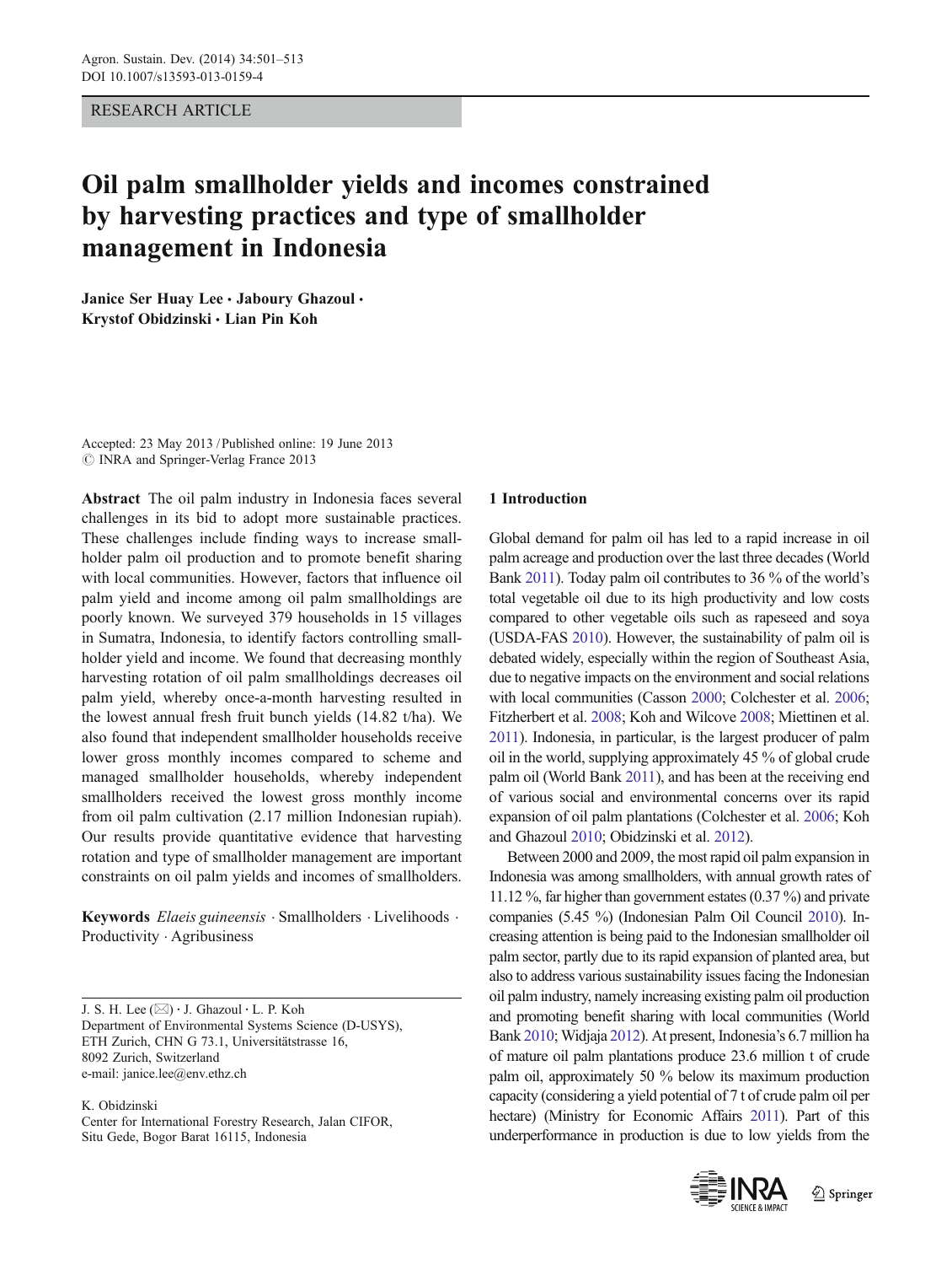RESEARCH ARTICLE

# Oil palm smallholder yields and incomes constrained by harvesting practices and type of smallholder management in Indonesia

**Janice Ser Huay Lee · Jaboury Ghazoul · Krystof Obidzinski · Lian Pin Koh**

Accepted: 23 May 2013 / Published online: 19 June 2013
© INRA and Springer-Verlag France 2013

**Abstract** The oil palm industry in Indonesia faces several challenges in its bid to adopt more sustainable practices. These challenges include finding ways to increase smallholder palm oil production and to promote benefit sharing with local communities. However, factors that influence oil palm yield and income among oil palm smallholdings are poorly known. We surveyed 379 households in 15 villages in Sumatra, Indonesia, to identify factors controlling smallholder yield and income. We found that decreasing monthly harvesting rotation of oil palm smallholdings decreases oil palm yield, whereby once-a-month harvesting resulted in the lowest annual fresh fruit bunch yields (14.82 t/ha). We also found that independent smallholder households receive lower gross monthly incomes compared to scheme and managed smallholder households, whereby independent smallholders received the lowest gross monthly income from oil palm cultivation (2.17 million Indonesian rupiah). Our results provide quantitative evidence that harvesting rotation and type of smallholder management are important constraints on oil palm yields and incomes of smallholders.

**Keywords** *Elaeis guineensis* · Smallholders · Livelihoods · Productivity · Agribusiness

J. S. H. Lee (✉) · J. Ghazoul · L. P. Koh
Department of Environmental Systems Science (D-USYS), ETH Zurich, CHN G 73.1, Universitätstrasse 16, 8092 Zurich, Switzerland
e-mail: janice.lee@env.ethz.ch

K. Obidzinski
Center for International Forestry Research, Jalan CIFOR, Situ Gede, Bogor Barat 16115, Indonesia

## 1 Introduction

Global demand for palm oil has led to a rapid increase in oil palm acreage and production over the last three decades (World Bank 2011). Today palm oil contributes to 36 % of the world's total vegetable oil due to its high productivity and low costs compared to other vegetable oils such as rapeseed and soya (USDA-FAS 2010). However, the sustainability of palm oil is debated widely, especially within the region of Southeast Asia, due to negative impacts on the environment and social relations with local communities (Casson 2000; Colchester et al. 2006; Fitzherbert et al. 2008; Koh and Wilcove 2008; Miettinen et al. 2011). Indonesia, in particular, is the largest producer of palm oil in the world, supplying approximately 45 % of global crude palm oil (World Bank 2011), and has been at the receiving end of various social and environmental concerns over its rapid expansion of oil palm plantations (Colchester et al. 2006; Koh and Ghazoul 2010; Obidzinski et al. 2012).

Between 2000 and 2009, the most rapid oil palm expansion in Indonesia was among smallholders, with annual growth rates of 11.12 %, far higher than government estates (0.37 %) and private companies (5.45 %) (Indonesian Palm Oil Council 2010). Increasing attention is being paid to the Indonesian smallholder oil palm sector, partly due to its rapid expansion of planted area, but also to address various sustainability issues facing the Indonesian oil palm industry, namely increasing existing palm oil production and promoting benefit sharing with local communities (World Bank 2010; Widjaja 2012). At present, Indonesia's 6.7 million ha of mature oil palm plantations produce 23.6 million t of crude palm oil, approximately 50 % below its maximum production capacity (considering a yield potential of 7 t of crude palm oil per hectare) (Ministry for Economic Affairs 2011). Part of this underperformance in production is due to low yields from the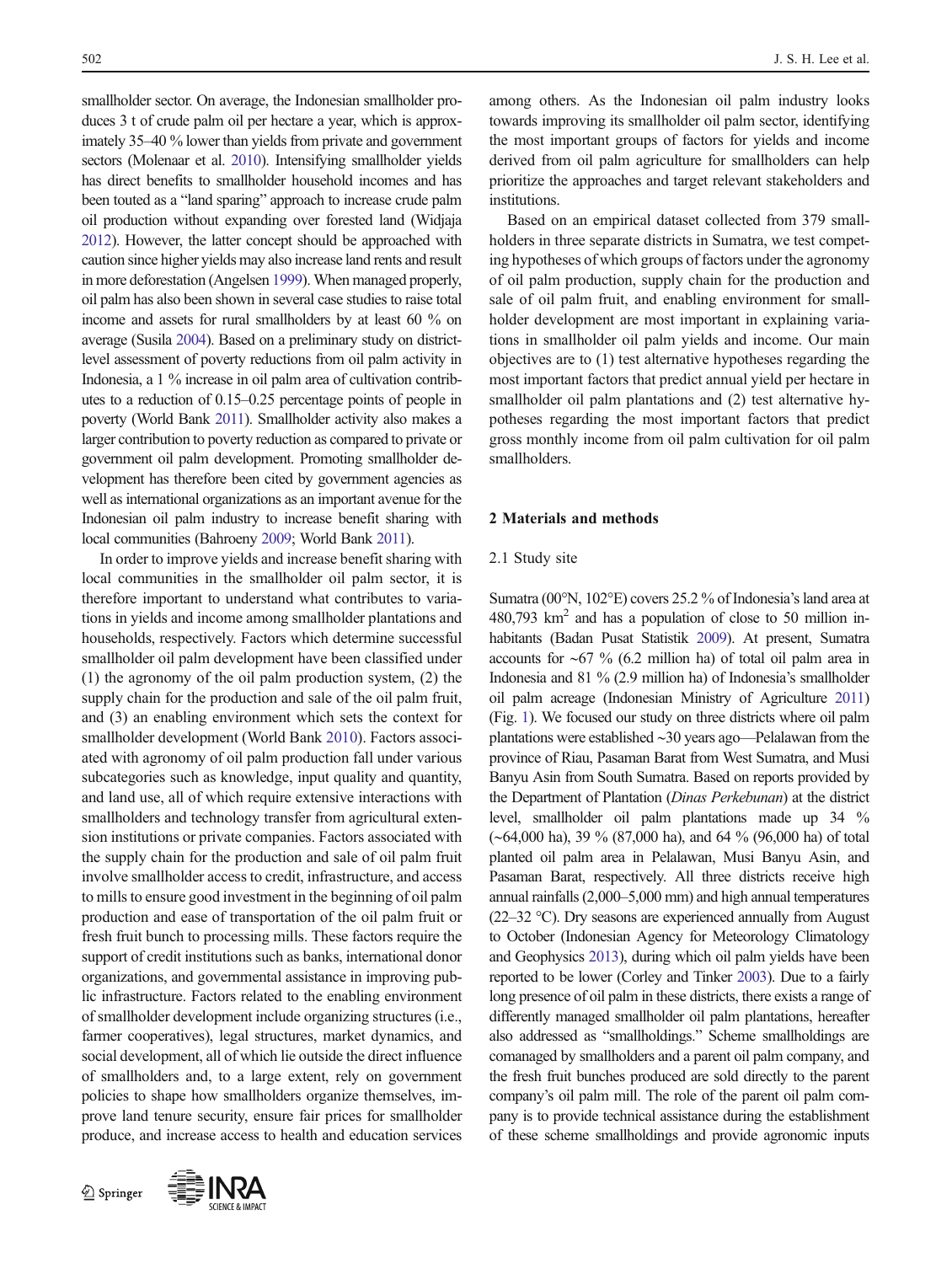smallholder sector. On average, the Indonesian smallholder produces 3 t of crude palm oil per hectare a year, which is approximately 35–40 % lower than yields from private and government sectors (Molenaar et al. 2010). Intensifying smallholder yields has direct benefits to smallholder household incomes and has been touted as a "land sparing" approach to increase crude palm oil production without expanding over forested land (Widjaja 2012). However, the latter concept should be approached with caution since higher yields may also increase land rents and result in more deforestation (Angelsen 1999). When managed properly, oil palm has also been shown in several case studies to raise total income and assets for rural smallholders by at least 60 % on average (Susila 2004). Based on a preliminary study on district-level assessment of poverty reductions from oil palm activity in Indonesia, a 1 % increase in oil palm area of cultivation contributes to a reduction of 0.15–0.25 percentage points of people in poverty (World Bank 2011). Smallholder activity also makes a larger contribution to poverty reduction as compared to private or government oil palm development. Promoting smallholder development has therefore been cited by government agencies as well as international organizations as an important avenue for the Indonesian oil palm industry to increase benefit sharing with local communities (Bahroeny 2009; World Bank 2011).

In order to improve yields and increase benefit sharing with local communities in the smallholder oil palm sector, it is therefore important to understand what contributes to variations in yields and income among smallholder plantations and households, respectively. Factors which determine successful smallholder oil palm development have been classified under (1) the agronomy of the oil palm production system, (2) the supply chain for the production and sale of the oil palm fruit, and (3) an enabling environment which sets the context for smallholder development (World Bank 2010). Factors associated with agronomy of oil palm production fall under various subcategories such as knowledge, input quality and quantity, and land use, all of which require extensive interactions with smallholders and technology transfer from agricultural extension institutions or private companies. Factors associated with the supply chain for the production and sale of oil palm fruit involve smallholder access to credit, infrastructure, and access to mills to ensure good investment in the beginning of oil palm production and ease of transportation of the oil palm fruit or fresh fruit bunch to processing mills. These factors require the support of credit institutions such as banks, international donor organizations, and governmental assistance in improving public infrastructure. Factors related to the enabling environment of smallholder development include organizing structures (i.e., farmer cooperatives), legal structures, market dynamics, and social development, all of which lie outside the direct influence of smallholders and, to a large extent, rely on government policies to shape how smallholders organize themselves, improve land tenure security, ensure fair prices for smallholder produce, and increase access to health and education services among others. As the Indonesian oil palm industry looks towards improving its smallholder oil palm sector, identifying the most important groups of factors for yields and income derived from oil palm agriculture for smallholders can help prioritize the approaches and target relevant stakeholders and institutions.

Based on an empirical dataset collected from 379 smallholders in three separate districts in Sumatra, we test competing hypotheses of which groups of factors under the agronomy of oil palm production, supply chain for the production and sale of oil palm fruit, and enabling environment for smallholder development are most important in explaining variations in smallholder oil palm yields and income. Our main objectives are to (1) test alternative hypotheses regarding the most important factors that predict annual yield per hectare in smallholder oil palm plantations and (2) test alternative hypotheses regarding the most important factors that predict gross monthly income from oil palm cultivation for oil palm smallholders.

## 2 Materials and methods

### 2.1 Study site

Sumatra (00°N, 102°E) covers 25.2 % of Indonesia's land area at 480,793 km$^2$ and has a population of close to 50 million inhabitants (Badan Pusat Statistik 2009). At present, Sumatra accounts for ~67 % (6.2 million ha) of total oil palm area in Indonesia and 81 % (2.9 million ha) of Indonesia's smallholder oil palm acreage (Indonesian Ministry of Agriculture 2011) (Fig. 1). We focused our study on three districts where oil palm plantations were established ~30 years ago—Pelalawan from the province of Riau, Pasaman Barat from West Sumatra, and Musi Banyu Asin from South Sumatra. Based on reports provided by the Department of Plantation (*Dinas Perkebunan*) at the district level, smallholder oil palm plantations made up 34 % (~64,000 ha), 39 % (87,000 ha), and 64 % (96,000 ha) of total planted oil palm area in Pelalawan, Musi Banyu Asin, and Pasaman Barat, respectively. All three districts receive high annual rainfalls (2,000–5,000 mm) and high annual temperatures (22–32 °C). Dry seasons are experienced annually from August to October (Indonesian Agency for Meteorology Climatology and Geophysics 2013), during which oil palm yields have been reported to be lower (Corley and Tinker 2003). Due to a fairly long presence of oil palm in these districts, there exists a range of differently managed smallholder oil palm plantations, hereafter also addressed as "smallholdings." Scheme smallholdings are comanaged by smallholders and a parent oil palm company, and the fresh fruit bunches produced are sold directly to the parent company's oil palm mill. The role of the parent oil palm company is to provide technical assistance during the establishment of these scheme smallholdings and provide agronomic inputs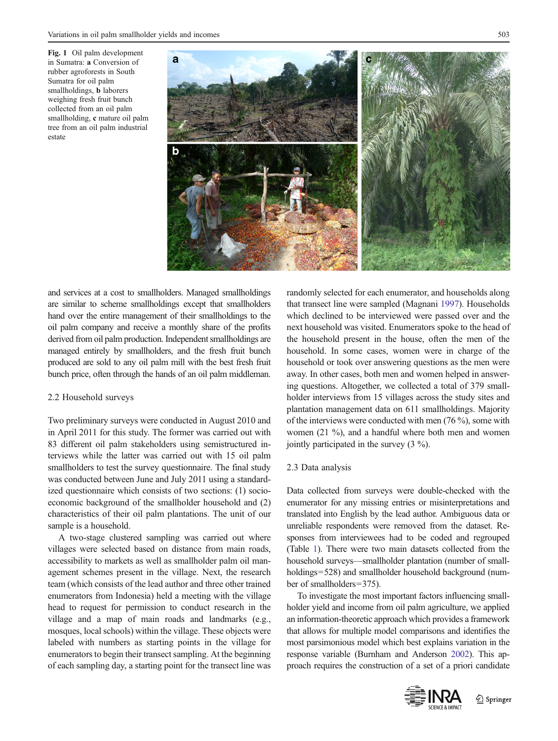Fig. 1 Oil palm development in Sumatra: **a** Conversion of rubber agroforests in South Sumatra for oil palm smallholdings, **b** laborers weighing fresh fruit bunch collected from an oil palm smallholding, **c** mature oil palm tree from an oil palm industrial estate

and services at a cost to smallholders. Managed smallholdings are similar to scheme smallholdings except that smallholders hand over the entire management of their smallholdings to the oil palm company and receive a monthly share of the profits derived from oil palm production. Independent smallholdings are managed entirely by smallholders, and the fresh fruit bunch produced are sold to any oil palm mill with the best fresh fruit bunch price, often through the hands of an oil palm middleman.

### 2.2 Household surveys

Two preliminary surveys were conducted in August 2010 and in April 2011 for this study. The former was carried out with 83 different oil palm stakeholders using semistructured interviews while the latter was carried out with 15 oil palm smallholders to test the survey questionnaire. The final study was conducted between June and July 2011 using a standardized questionnaire which consists of two sections: (1) socio-economic background of the smallholder household and (2) characteristics of their oil palm plantations. The unit of our sample is a household.

A two-stage clustered sampling was carried out where villages were selected based on distance from main roads, accessibility to markets as well as smallholder palm oil management schemes present in the village. Next, the research team (which consists of the lead author and three other trained enumerators from Indonesia) held a meeting with the village head to request for permission to conduct research in the village and a map of main roads and landmarks (e.g., mosques, local schools) within the village. These objects were labeled with numbers as starting points in the village for enumerators to begin their transect sampling. At the beginning of each sampling day, a starting point for the transect line was randomly selected for each enumerator, and households along that transect line were sampled (Magnani 1997). Households which declined to be interviewed were passed over and the next household was visited. Enumerators spoke to the head of the household present in the house, often the men of the household. In some cases, women were in charge of the household or took over answering questions as the men were away. In other cases, both men and women helped in answering questions. Altogether, we collected a total of 379 smallholder interviews from 15 villages across the study sites and plantation management data on 611 smallholdings. Majority of the interviews were conducted with men (76 %), some with women (21 %), and a handful where both men and women jointly participated in the survey (3 %).

### 2.3 Data analysis

Data collected from surveys were double-checked with the enumerator for any missing entries or misinterpretations and translated into English by the lead author. Ambiguous data or unreliable respondents were removed from the dataset. Responses from interviewees had to be coded and regrouped (Table 1). There were two main datasets collected from the household surveys—smallholder plantation (number of smallholdings=528) and smallholder household background (number of smallholders=375).

To investigate the most important factors influencing smallholder yield and income from oil palm agriculture, we applied an information-theoretic approach which provides a framework that allows for multiple model comparisons and identifies the most parsimonious model which best explains variation in the response variable (Burnham and Anderson 2002). This approach requires the construction of a set of a priori candidate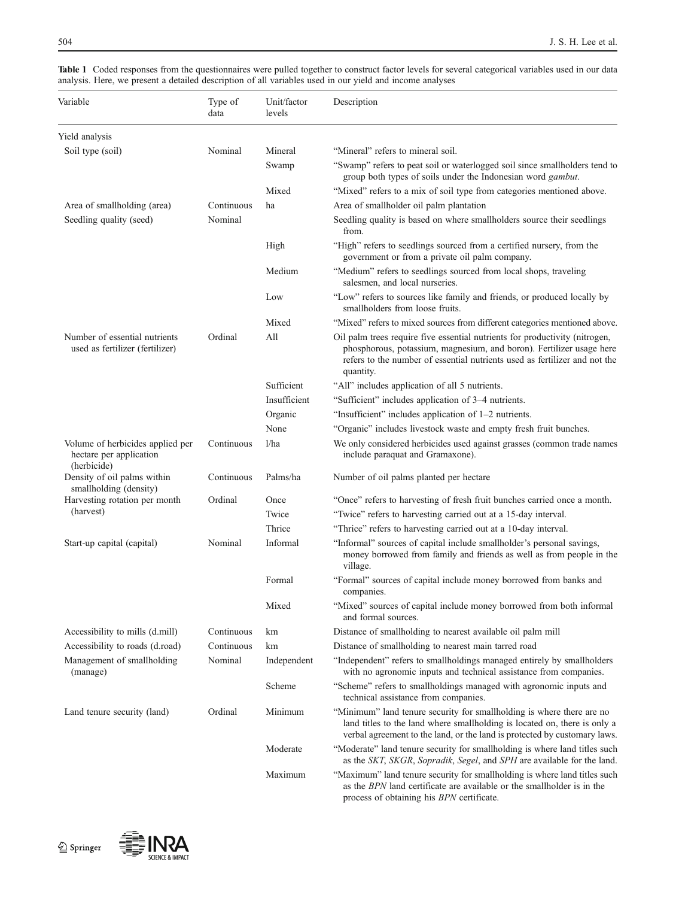**Table 1** Coded responses from the questionnaires were pulled together to construct factor levels for several categorical variables used in our data analysis. Here, we present a detailed description of all variables used in our yield and income analyses

| Variable | Type of data | Unit/factor levels | Description |
|---|---|---|---|
| Yield analysis | | | |
| Soil type (soil) | Nominal | Mineral | "Mineral" refers to mineral soil. |
| | | Swamp | "Swamp" refers to peat soil or waterlogged soil since smallholders tend to group both types of soils under the Indonesian word *gambut*. |
| | | Mixed | "Mixed" refers to a mix of soil type from categories mentioned above. |
| Area of smallholding (area) | Continuous | ha | Area of smallholder oil palm plantation |
| Seedling quality (seed) | Nominal | | Seedling quality is based on where smallholders source their seedlings from. |
| | | High | "High" refers to seedlings sourced from a certified nursery, from the government or from a private oil palm company. |
| | | Medium | "Medium" refers to seedlings sourced from local shops, traveling salesmen, and local nurseries. |
| | | Low | "Low" refers to sources like family and friends, or produced locally by smallholders from loose fruits. |
| | | Mixed | "Mixed" refers to mixed sources from different categories mentioned above. |
| Number of essential nutrients used as fertilizer (fertilizer) | Ordinal | All | Oil palm trees require five essential nutrients for productivity (nitrogen, phosphorous, potassium, magnesium, and boron). Fertilizer usage here refers to the number of essential nutrients used as fertilizer and not the quantity. |
| | | Sufficient | "All" includes application of all 5 nutrients. |
| | | Insufficient | "Sufficient" includes application of 3–4 nutrients. |
| | | Organic | "Insufficient" includes application of 1–2 nutrients. |
| | | None | "Organic" includes livestock waste and empty fresh fruit bunches. |
| Volume of herbicides applied per hectare per application (herbicide) | Continuous | l/ha | We only considered herbicides used against grasses (common trade names include paraquat and Gramaxone). |
| Density of oil palms within smallholding (density) | Continuous | Palms/ha | Number of oil palms planted per hectare |
| Harvesting rotation per month (harvest) | Ordinal | Once | "Once" refers to harvesting of fresh fruit bunches carried once a month. |
| | | Twice | "Twice" refers to harvesting carried out at a 15-day interval. |
| | | Thrice | "Thrice" refers to harvesting carried out at a 10-day interval. |
| Start-up capital (capital) | Nominal | Informal | "Informal" sources of capital include smallholder's personal savings, money borrowed from family and friends as well as from people in the village. |
| | | Formal | "Formal" sources of capital include money borrowed from banks and companies. |
| | | Mixed | "Mixed" sources of capital include money borrowed from both informal and formal sources. |
| Accessibility to mills (d.mill) | Continuous | km | Distance of smallholding to nearest available oil palm mill |
| Accessibility to roads (d.road) | Continuous | km | Distance of smallholding to nearest main tarred road |
| Management of smallholding (manage) | Nominal | Independent | "Independent" refers to smallholdings managed entirely by smallholders with no agronomic inputs and technical assistance from companies. |
| | | Scheme | "Scheme" refers to smallholdings managed with agronomic inputs and technical assistance from companies. |
| Land tenure security (land) | Ordinal | Minimum | "Minimum" land tenure security for smallholding is where there are no land titles to the land where smallholding is located on, there is only a verbal agreement to the land, or the land is protected by customary laws. |
| | | Moderate | "Moderate" land tenure security for smallholding is where land titles such as the *SKT*, *SKGR*, *Sopradik*, *Segel*, and *SPH* are available for the land. |
| | | Maximum | "Maximum" land tenure security for smallholding is where land titles such as the *BPN* land certificate are available or the smallholder is in the process of obtaining his *BPN* certificate. |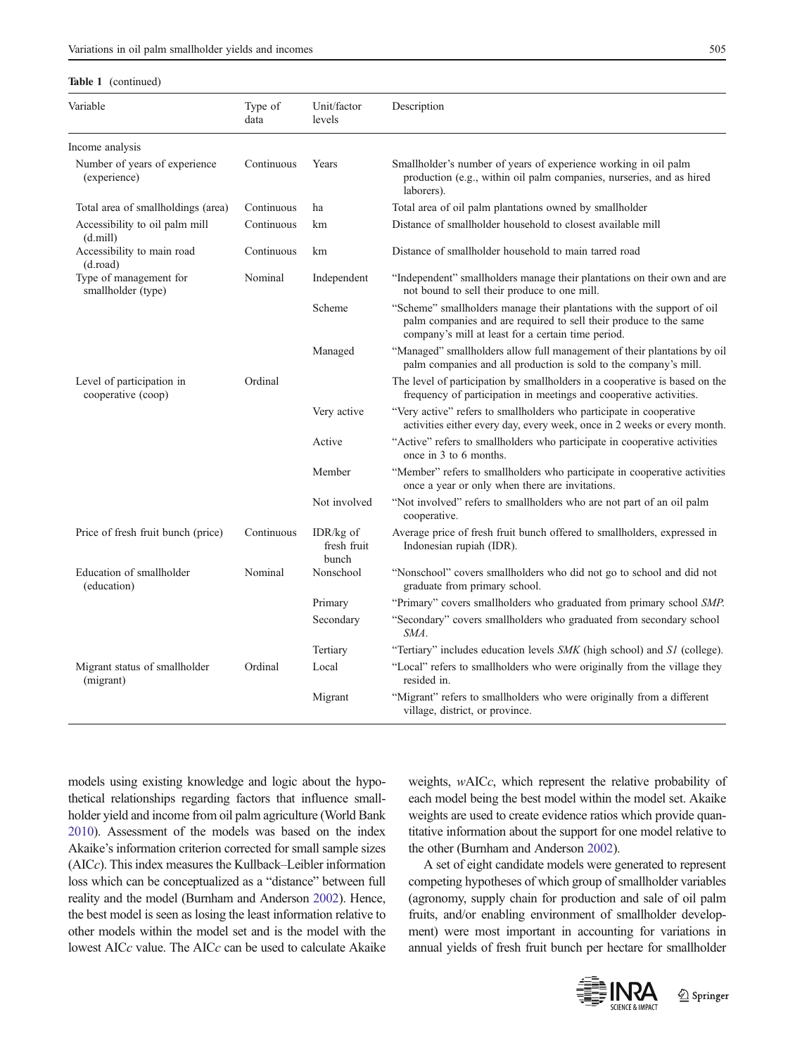**Table 1** (continued)

| Variable | Type of data | Unit/factor levels | Description |
|---|---|---|---|
| Income analysis | | | |
| Number of years of experience (experience) | Continuous | Years | Smallholder's number of years of experience working in oil palm production (e.g., within oil palm companies, nurseries, and as hired laborers). |
| Total area of smallholdings (area) | Continuous | ha | Total area of oil palm plantations owned by smallholder |
| Accessibility to oil palm mill (d.mill) | Continuous | km | Distance of smallholder household to closest available mill |
| Accessibility to main road (d.road) | Continuous | km | Distance of smallholder household to main tarred road |
| Type of management for smallholder (type) | Nominal | Independent | "Independent" smallholders manage their plantations on their own and are not bound to sell their produce to one mill. |
| | | Scheme | "Scheme" smallholders manage their plantations with the support of oil palm companies and are required to sell their produce to the same company's mill at least for a certain time period. |
| | | Managed | "Managed" smallholders allow full management of their plantations by oil palm companies and all production is sold to the company's mill. |
| Level of participation in cooperative (coop) | Ordinal | | The level of participation by smallholders in a cooperative is based on the frequency of participation in meetings and cooperative activities. |
| | | Very active | "Very active" refers to smallholders who participate in cooperative activities either every day, every week, once in 2 weeks or every month. |
| | | Active | "Active" refers to smallholders who participate in cooperative activities once in 3 to 6 months. |
| | | Member | "Member" refers to smallholders who participate in cooperative activities once a year or only when there are invitations. |
| | | Not involved | "Not involved" refers to smallholders who are not part of an oil palm cooperative. |
| Price of fresh fruit bunch (price) | Continuous | IDR/kg of fresh fruit bunch | Average price of fresh fruit bunch offered to smallholders, expressed in Indonesian rupiah (IDR). |
| Education of smallholder (education) | Nominal | Nonschool | "Nonschool" covers smallholders who did not go to school and did not graduate from primary school. |
| | | Primary | "Primary" covers smallholders who graduated from primary school *SMP*. |
| | | Secondary | "Secondary" covers smallholders who graduated from secondary school *SMA*. |
| | | Tertiary | "Tertiary" includes education levels *SMK* (high school) and *S1* (college). |
| Migrant status of smallholder (migrant) | Ordinal | Local | "Local" refers to smallholders who were originally from the village they resided in. |
| | | Migrant | "Migrant" refers to smallholders who were originally from a different village, district, or province. |

models using existing knowledge and logic about the hypothetical relationships regarding factors that influence smallholder yield and income from oil palm agriculture (World Bank 2010). Assessment of the models was based on the index Akaike's information criterion corrected for small sample sizes (AIC*c*). This index measures the Kullback–Leibler information loss which can be conceptualized as a "distance" between full reality and the model (Burnham and Anderson 2002). Hence, the best model is seen as losing the least information relative to other models within the model set and is the model with the lowest AIC*c* value. The AIC*c* can be used to calculate Akaike weights, *w*AIC*c*, which represent the relative probability of each model being the best model within the model set. Akaike weights are used to create evidence ratios which provide quantitative information about the support for one model relative to the other (Burnham and Anderson 2002).

A set of eight candidate models were generated to represent competing hypotheses of which group of smallholder variables (agronomy, supply chain for production and sale of oil palm fruits, and/or enabling environment of smallholder development) were most important in accounting for variations in annual yields of fresh fruit bunch per hectare for smallholder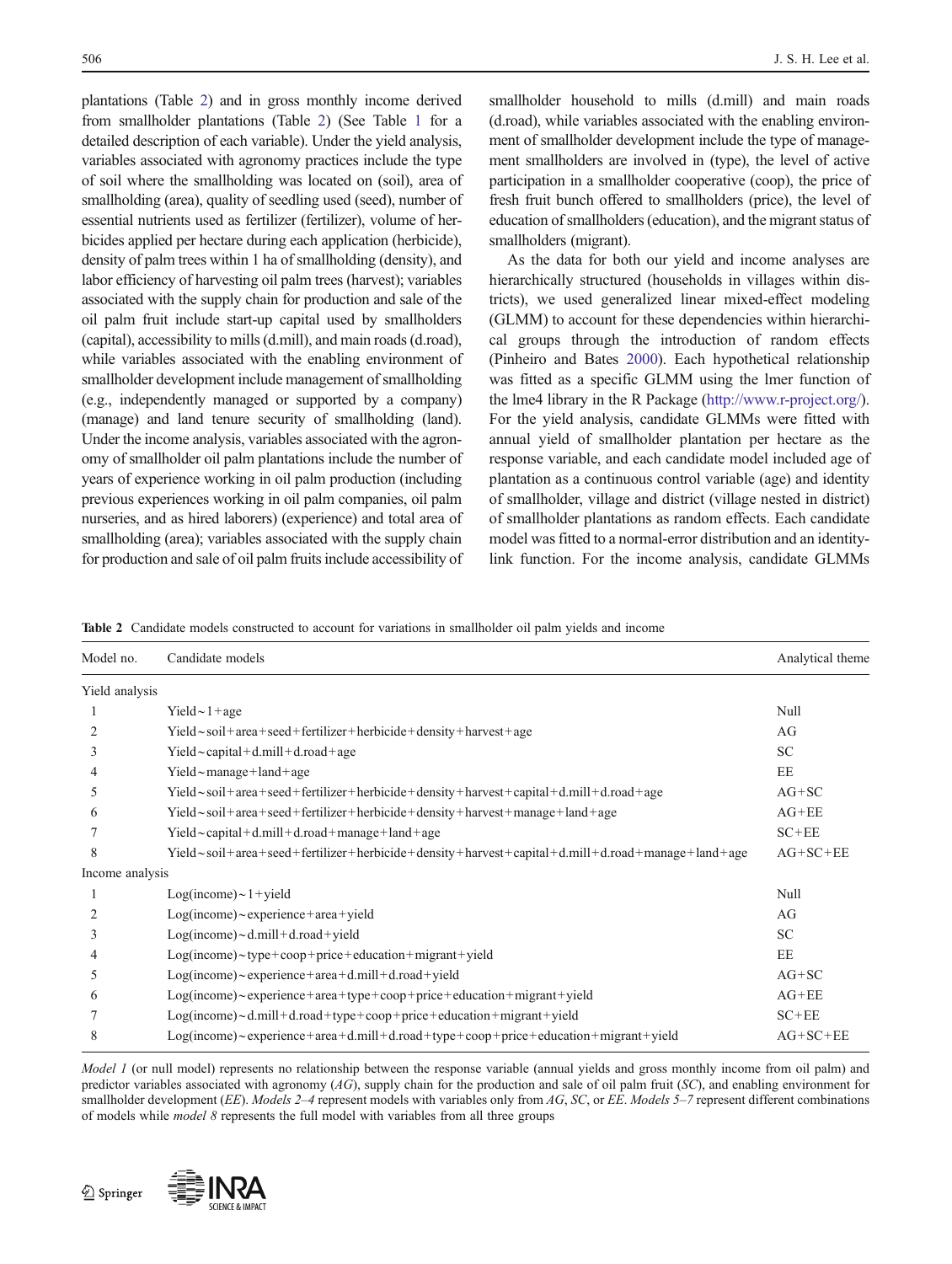plantations (Table 2) and in gross monthly income derived from smallholder plantations (Table 2) (See Table 1 for a detailed description of each variable). Under the yield analysis, variables associated with agronomy practices include the type of soil where the smallholding was located on (soil), area of smallholding (area), quality of seedling used (seed), number of essential nutrients used as fertilizer (fertilizer), volume of herbicides applied per hectare during each application (herbicide), density of palm trees within 1 ha of smallholding (density), and labor efficiency of harvesting oil palm trees (harvest); variables associated with the supply chain for production and sale of the oil palm fruit include start-up capital used by smallholders (capital), accessibility to mills (d.mill), and main roads (d.road), while variables associated with the enabling environment of smallholder development include management of smallholding (e.g., independently managed or supported by a company) (manage) and land tenure security of smallholding (land). Under the income analysis, variables associated with the agronomy of smallholder oil palm plantations include the number of years of experience working in oil palm production (including previous experiences working in oil palm companies, oil palm nurseries, and as hired laborers) (experience) and total area of smallholding (area); variables associated with the supply chain for production and sale of oil palm fruits include accessibility of smallholder household to mills (d.mill) and main roads (d.road), while variables associated with the enabling environment of smallholder development include the type of management smallholders are involved in (type), the level of active participation in a smallholder cooperative (coop), the price of fresh fruit bunch offered to smallholders (price), the level of education of smallholders (education), and the migrant status of smallholders (migrant).

As the data for both our yield and income analyses are hierarchically structured (households in villages within districts), we used generalized linear mixed-effect modeling (GLMM) to account for these dependencies within hierarchical groups through the introduction of random effects (Pinheiro and Bates 2000). Each hypothetical relationship was fitted as a specific GLMM using the lmer function of the lme4 library in the R Package (http://www.r-project.org/). For the yield analysis, candidate GLMMs were fitted with annual yield of smallholder plantation per hectare as the response variable, and each candidate model included age of plantation as a continuous control variable (age) and identity of smallholder, village and district (village nested in district) of smallholder plantations as random effects. Each candidate model was fitted to a normal-error distribution and an identity-link function. For the income analysis, candidate GLMMs

**Table 2** Candidate models constructed to account for variations in smallholder oil palm yields and income

| Model no. | Candidate models | Analytical theme |
|---|---|---|
| Yield analysis | | |
| 1 | Yield ~ 1 + age | Null |
| 2 | Yield ~ soil + area + seed + fertilizer + herbicide + density + harvest + age | AG |
| 3 | Yield ~ capital + d.mill + d.road + age | SC |
| 4 | Yield ~ manage + land + age | EE |
| 5 | Yield ~ soil + area + seed + fertilizer + herbicide + density + harvest + capital + d.mill + d.road + age | AG + SC |
| 6 | Yield ~ soil + area + seed + fertilizer + herbicide + density + harvest + manage + land + age | AG + EE |
| 7 | Yield ~ capital + d.mill + d.road + manage + land + age | SC + EE |
| 8 | Yield ~ soil + area + seed + fertilizer + herbicide + density + harvest + capital + d.mill + d.road + manage + land + age | AG + SC + EE |
| Income analysis | | |
| 1 | Log(income) ~ 1 + yield | Null |
| 2 | Log(income) ~ experience + area + yield | AG |
| 3 | Log(income) ~ d.mill + d.road + yield | SC |
| 4 | Log(income) ~ type + coop + price + education + migrant + yield | EE |
| 5 | Log(income) ~ experience + area + d.mill + d.road + yield | AG + SC |
| 6 | Log(income) ~ experience + area + type + coop + price + education + migrant + yield | AG + EE |
| 7 | Log(income) ~ d.mill + d.road + type + coop + price + education + migrant + yield | SC + EE |
| 8 | Log(income) ~ experience + area + d.mill + d.road + type + coop + price + education + migrant + yield | AG + SC + EE |

*Model 1* (or null model) represents no relationship between the response variable (annual yields and gross monthly income from oil palm) and predictor variables associated with agronomy (*AG*), supply chain for the production and sale of oil palm fruit (*SC*), and enabling environment for smallholder development (*EE*). *Models 2–4* represent models with variables only from *AG*, *SC*, or *EE*. *Models 5–7* represent different combinations of models while *model 8* represents the full model with variables from all three groups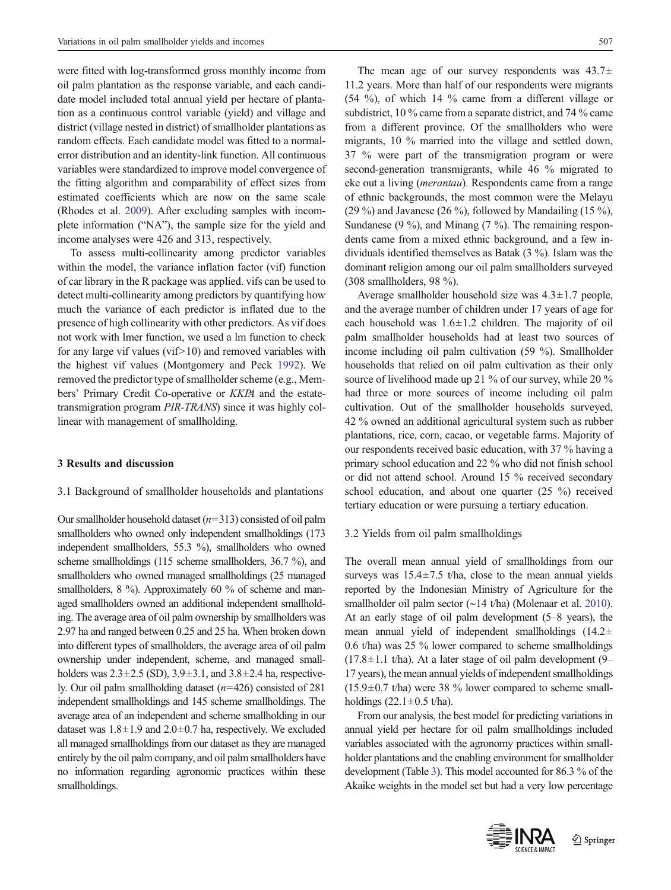were fitted with log-transformed gross monthly income from oil palm plantation as the response variable, and each candidate model included total annual yield per hectare of plantation as a continuous control variable (yield) and village and district (village nested in district) of smallholder plantations as random effects. Each candidate model was fitted to a normal-error distribution and an identity-link function. All continuous variables were standardized to improve model convergence of the fitting algorithm and comparability of effect sizes from estimated coefficients which are now on the same scale (Rhodes et al. 2009). After excluding samples with incomplete information ("NA"), the sample size for the yield and income analyses were 426 and 313, respectively.

To assess multi-collinearity among predictor variables within the model, the variance inflation factor (vif) function of car library in the R package was applied. vifs can be used to detect multi-collinearity among predictors by quantifying how much the variance of each predictor is inflated due to the presence of high collinearity with other predictors. As vif does not work with lmer function, we used a lm function to check for any large vif values (vif>10) and removed variables with the highest vif values (Montgomery and Peck 1992). We removed the predictor type of smallholder scheme (e.g., Members' Primary Credit Co-operative or *KKPA* and the estate-transmigration program *PIR-TRANS*) since it was highly collinear with management of smallholding.

## 3 Results and discussion

### 3.1 Background of smallholder households and plantations

Our smallholder household dataset ($n$=313) consisted of oil palm smallholders who owned only independent smallholdings (173 independent smallholders, 55.3 %), smallholders who owned scheme smallholdings (115 scheme smallholders, 36.7 %), and smallholders who owned managed smallholdings (25 managed smallholders, 8 %). Approximately 60 % of scheme and managed smallholders owned an additional independent smallholding. The average area of oil palm ownership by smallholders was 2.97 ha and ranged between 0.25 and 25 ha. When broken down into different types of smallholders, the average area of oil palm ownership under independent, scheme, and managed smallholders was 2.3±2.5 (SD), 3.9±3.1, and 3.8±2.4 ha, respectively. Our oil palm smallholding dataset ($n$=426) consisted of 281 independent smallholdings and 145 scheme smallholdings. The average area of an independent and scheme smallholding in our dataset was 1.8±1.9 and 2.0±0.7 ha, respectively. We excluded all managed smallholdings from our dataset as they are managed entirely by the oil palm company, and oil palm smallholders have no information regarding agronomic practices within these smallholdings.

The mean age of our survey respondents was 43.7±11.2 years. More than half of our respondents were migrants (54 %), of which 14 % came from a different village or subdistrict, 10 % came from a separate district, and 74 % came from a different province. Of the smallholders who were migrants, 10 % married into the village and settled down, 37 % were part of the transmigration program or were second-generation transmigrants, while 46 % migrated to eke out a living (*merantau*). Respondents came from a range of ethnic backgrounds, the most common were the Melayu (29 %) and Javanese (26 %), followed by Mandailing (15 %), Sundanese (9 %), and Minang (7 %). The remaining respondents came from a mixed ethnic background, and a few individuals identified themselves as Batak (3 %). Islam was the dominant religion among our oil palm smallholders surveyed (308 smallholders, 98 %).

Average smallholder household size was 4.3±1.7 people, and the average number of children under 17 years of age for each household was 1.6±1.2 children. The majority of oil palm smallholder households had at least two sources of income including oil palm cultivation (59 %). Smallholder households that relied on oil palm cultivation as their only source of livelihood made up 21 % of our survey, while 20 % had three or more sources of income including oil palm cultivation. Out of the smallholder households surveyed, 42 % owned an additional agricultural system such as rubber plantations, rice, corn, cacao, or vegetable farms. Majority of our respondents received basic education, with 37 % having a primary school education and 22 % who did not finish school or did not attend school. Around 15 % received secondary school education, and about one quarter (25 %) received tertiary education or were pursuing a tertiary education.

### 3.2 Yields from oil palm smallholdings

The overall mean annual yield of smallholdings from our surveys was 15.4±7.5 t/ha, close to the mean annual yields reported by the Indonesian Ministry of Agriculture for the smallholder oil palm sector (~14 t/ha) (Molenaar et al. 2010). At an early stage of oil palm development (5–8 years), the mean annual yield of independent smallholdings (14.2±0.6 t/ha) was 25 % lower compared to scheme smallholdings (17.8±1.1 t/ha). At a later stage of oil palm development (9–17 years), the mean annual yields of independent smallholdings (15.9±0.7 t/ha) were 38 % lower compared to scheme smallholdings (22.1±0.5 t/ha).

From our analysis, the best model for predicting variations in annual yield per hectare for oil palm smallholdings included variables associated with the agronomy practices within smallholder plantations and the enabling environment for smallholder development (Table 3). This model accounted for 86.3 % of the Akaike weights in the model set but had a very low percentage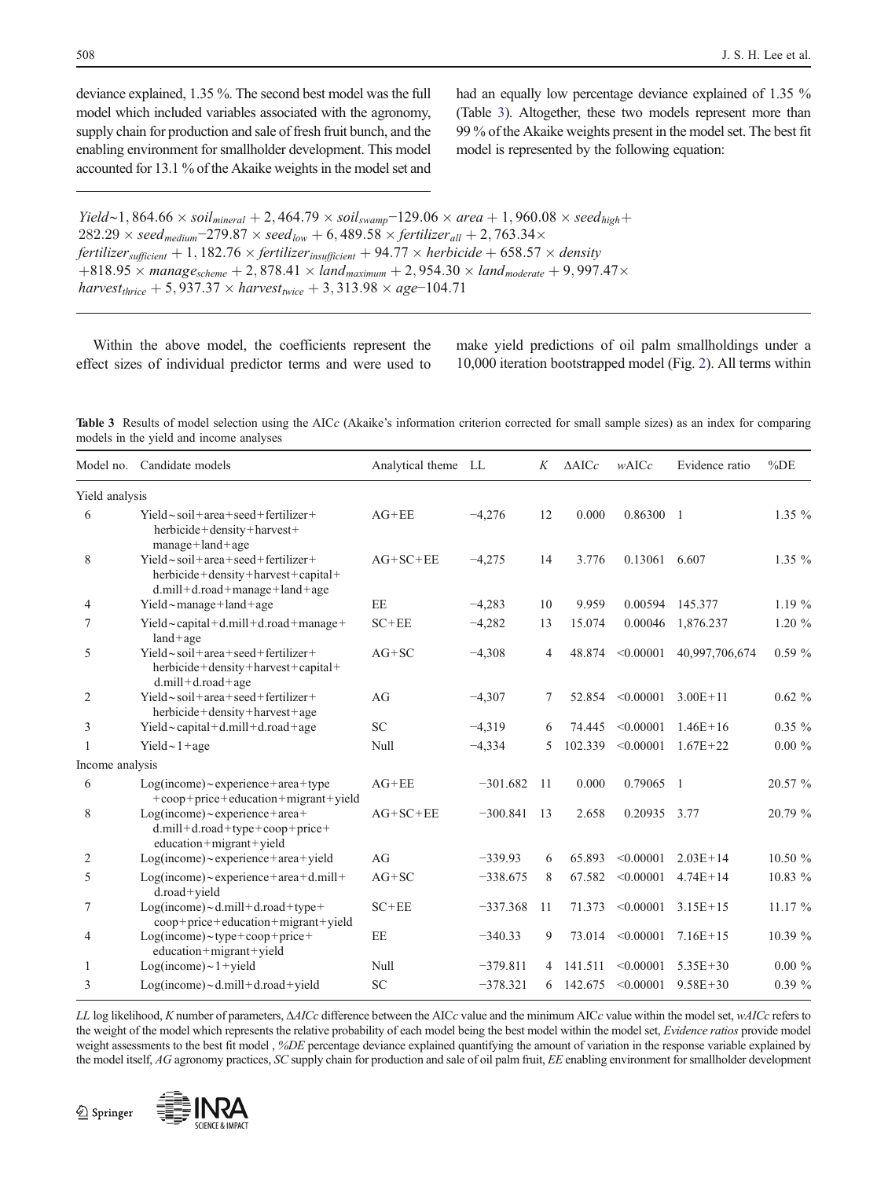deviance explained, 1.35 %. The second best model was the full model which included variables associated with the agronomy, supply chain for production and sale of fresh fruit bunch, and the enabling environment for smallholder development. This model accounted for 13.1 % of the Akaike weights in the model set and had an equally low percentage deviance explained of 1.35 % (Table 3). Altogether, these two models represent more than 99 % of the Akaike weights present in the model set. The best fit model is represented by the following equation:

$$Yield \sim 1,864.66 \times soil_{mineral} + 2,464.79 \times soil_{swamp} - 129.06 \times area + 1,960.08 \times seed_{high} + 282.29 \times seed_{medium} - 279.87 \times seed_{low} + 6,489.58 \times fertilizer_{all} + 2,763.34 \times fertilizer_{sufficient} + 1,182.76 \times fertilizer_{insufficient} + 94.77 \times herbicide + 658.57 \times density + 818.95 \times manage_{scheme} + 2,878.41 \times land_{maximum} + 2,954.30 \times land_{moderate} + 9,997.47 \times harvest_{thrice} + 5,937.37 \times harvest_{twice} + 3,313.98 \times age - 104.71$$

Within the above model, the coefficients represent the effect sizes of individual predictor terms and were used to make yield predictions of oil palm smallholdings under a 10,000 iteration bootstrapped model (Fig. 2). All terms within

**Table 3** Results of model selection using the AIC*c* (Akaike's information criterion corrected for small sample sizes) as an index for comparing models in the yield and income analyses

| Model no. | Candidate models | Analytical theme | LL | *K* | ΔAIC*c* | *w*AIC*c* | Evidence ratio | %DE |
|---|---|---|---|---|---|---|---|---|
| Yield analysis | | | | | | | | |
| 6 | Yield ~ soil + area + seed + fertilizer + herbicide + density + harvest + manage + land + age | AG + EE | −4,276 | 12 | 0.000 | 0.86300 | 1 | 1.35 % |
| 8 | Yield ~ soil + area + seed + fertilizer + herbicide + density + harvest + capital + d.mill + d.road + manage + land + age | AG + SC + EE | −4,275 | 14 | 3.776 | 0.13061 | 6.607 | 1.35 % |
| 4 | Yield ~ manage + land + age | EE | −4,283 | 10 | 9.959 | 0.00594 | 145.377 | 1.19 % |
| 7 | Yield ~ capital + d.mill + d.road + manage + land + age | SC + EE | −4,282 | 13 | 15.074 | 0.00046 | 1,876.237 | 1.20 % |
| 5 | Yield ~ soil + area + seed + fertilizer + herbicide + density + harvest + capital + d.mill + d.road + age | AG + SC | −4,308 | 4 | 48.874 | <0.00001 | 40,997,706,674 | 0.59 % |
| 2 | Yield ~ soil + area + seed + fertilizer + herbicide + density + harvest + age | AG | −4,307 | 7 | 52.854 | <0.00001 | 3.00E+11 | 0.62 % |
| 3 | Yield ~ capital + d.mill + d.road + age | SC | −4,319 | 6 | 74.445 | <0.00001 | 1.46E+16 | 0.35 % |
| 1 | Yield ~ 1 + age | Null | −4,334 | 5 | 102.339 | <0.00001 | 1.67E+22 | 0.00 % |
| Income analysis | | | | | | | | |
| 6 | Log(income) ~ experience + area + type + coop + price + education + migrant + yield | AG + EE | −301.682 | 11 | 0.000 | 0.79065 | 1 | 20.57 % |
| 8 | Log(income) ~ experience + area + d.mill + d.road + type + coop + price + education + migrant + yield | AG + SC + EE | −300.841 | 13 | 2.658 | 0.20935 | 3.77 | 20.79 % |
| 2 | Log(income) ~ experience + area + yield | AG | −339.93 | 6 | 65.893 | <0.00001 | 2.03E+14 | 10.50 % |
| 5 | Log(income) ~ experience + area + d.mill + d.road + yield | AG + SC | −338.675 | 8 | 67.582 | <0.00001 | 4.74E+14 | 10.83 % |
| 7 | Log(income) ~ d.mill + d.road + type + coop + price + education + migrant + yield | SC + EE | −337.368 | 11 | 71.373 | <0.00001 | 3.15E+15 | 11.17 % |
| 4 | Log(income) ~ type + coop + price + education + migrant + yield | EE | −340.33 | 9 | 73.014 | <0.00001 | 7.16E+15 | 10.39 % |
| 1 | Log(income) ~ 1 + yield | Null | −379.811 | 4 | 141.511 | <0.00001 | 5.35E+30 | 0.00 % |
| 3 | Log(income) ~ d.mill + d.road + yield | SC | −378.321 | 6 | 142.675 | <0.00001 | 9.58E+30 | 0.39 % |

*LL* log likelihood, *K* number of parameters, *ΔAICc* difference between the AIC*c* value and the minimum AIC*c* value within the model set, *wAICc* refers to the weight of the model which represents the relative probability of each model being the best model within the model set, *Evidence ratios* provide model weight assessments to the best fit model , *%DE* percentage deviance explained quantifying the amount of variation in the response variable explained by the model itself, *AG* agronomy practices, *SC* supply chain for production and sale of oil palm fruit, *EE* enabling environment for smallholder development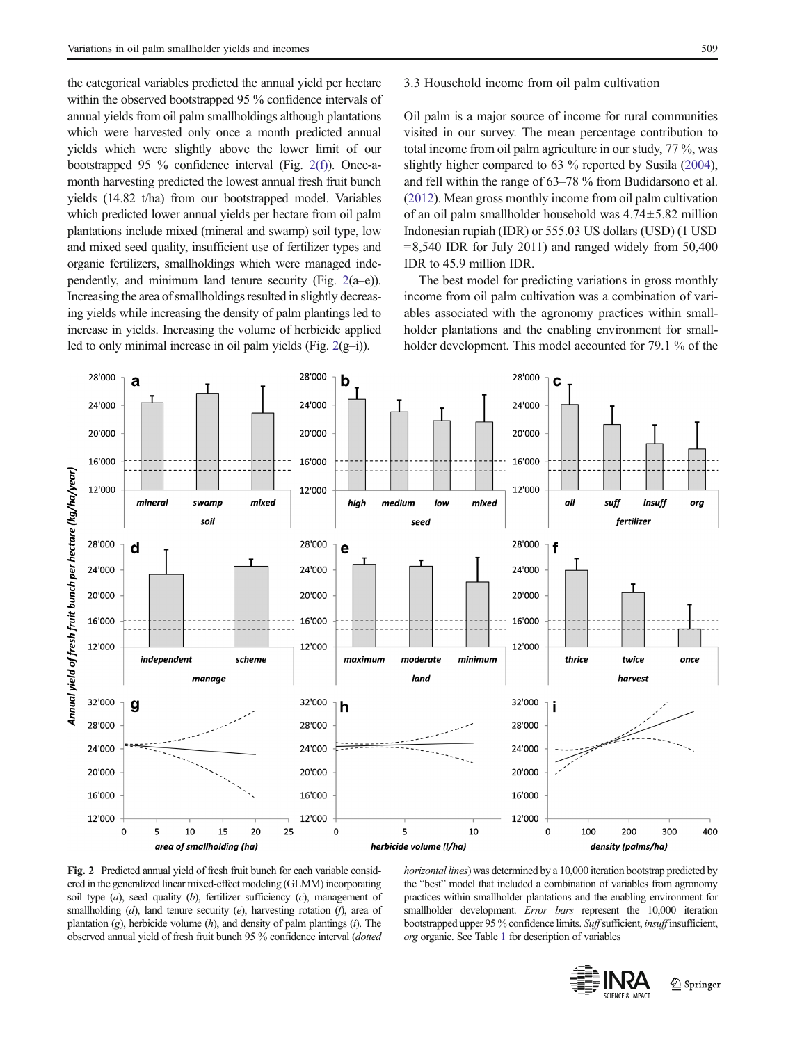the categorical variables predicted the annual yield per hectare within the observed bootstrapped 95 % confidence intervals of annual yields from oil palm smallholdings although plantations which were harvested only once a month predicted annual yields which were slightly above the lower limit of our bootstrapped 95 % confidence interval (Fig. 2(f)). Once-a-month harvesting predicted the lowest annual fresh fruit bunch yields (14.82 t/ha) from our bootstrapped model. Variables which predicted lower annual yields per hectare from oil palm plantations include mixed (mineral and swamp) soil type, low and mixed seed quality, insufficient use of fertilizer types and organic fertilizers, smallholdings which were managed independently, and minimum land tenure security (Fig. 2(a–e)). Increasing the area of smallholdings resulted in slightly decreasing yields while increasing the density of palm plantings led to increase in yields. Increasing the volume of herbicide applied led to only minimal increase in oil palm yields (Fig. 2(g–i)).

### 3.3 Household income from oil palm cultivation

Oil palm is a major source of income for rural communities visited in our survey. The mean percentage contribution to total income from oil palm agriculture in our study, 77 %, was slightly higher compared to 63 % reported by Susila (2004), and fell within the range of 63–78 % from Budidarsono et al. (2012). Mean gross monthly income from oil palm cultivation of an oil palm smallholder household was 4.74±5.82 million Indonesian rupiah (IDR) or 555.03 US dollars (USD) (1 USD =8,540 IDR for July 2011) and ranged widely from 50,400 IDR to 45.9 million IDR.

The best model for predicting variations in gross monthly income from oil palm cultivation was a combination of variables associated with the agronomy practices within smallholder plantations and the enabling environment for smallholder development. This model accounted for 79.1 % of the

**Fig. 2** Predicted annual yield of fresh fruit bunch for each variable considered in the generalized linear mixed-effect modeling (GLMM) incorporating soil type (*a*), seed quality (*b*), fertilizer sufficiency (*c*), management of smallholding (*d*), land tenure security (*e*), harvesting rotation (*f*), area of plantation (*g*), herbicide volume (*h*), and density of palm plantings (*i*). The observed annual yield of fresh fruit bunch 95 % confidence interval (*dotted horizontal lines*) was determined by a 10,000 iteration bootstrap predicted by the "best" model that included a combination of variables from agronomy practices within smallholder plantations and the enabling environment for smallholder development. *Error bars* represent the 10,000 iteration bootstrapped upper 95 % confidence limits. *Suff* sufficient, *insuff* insufficient, *org* organic. See Table 1 for description of variables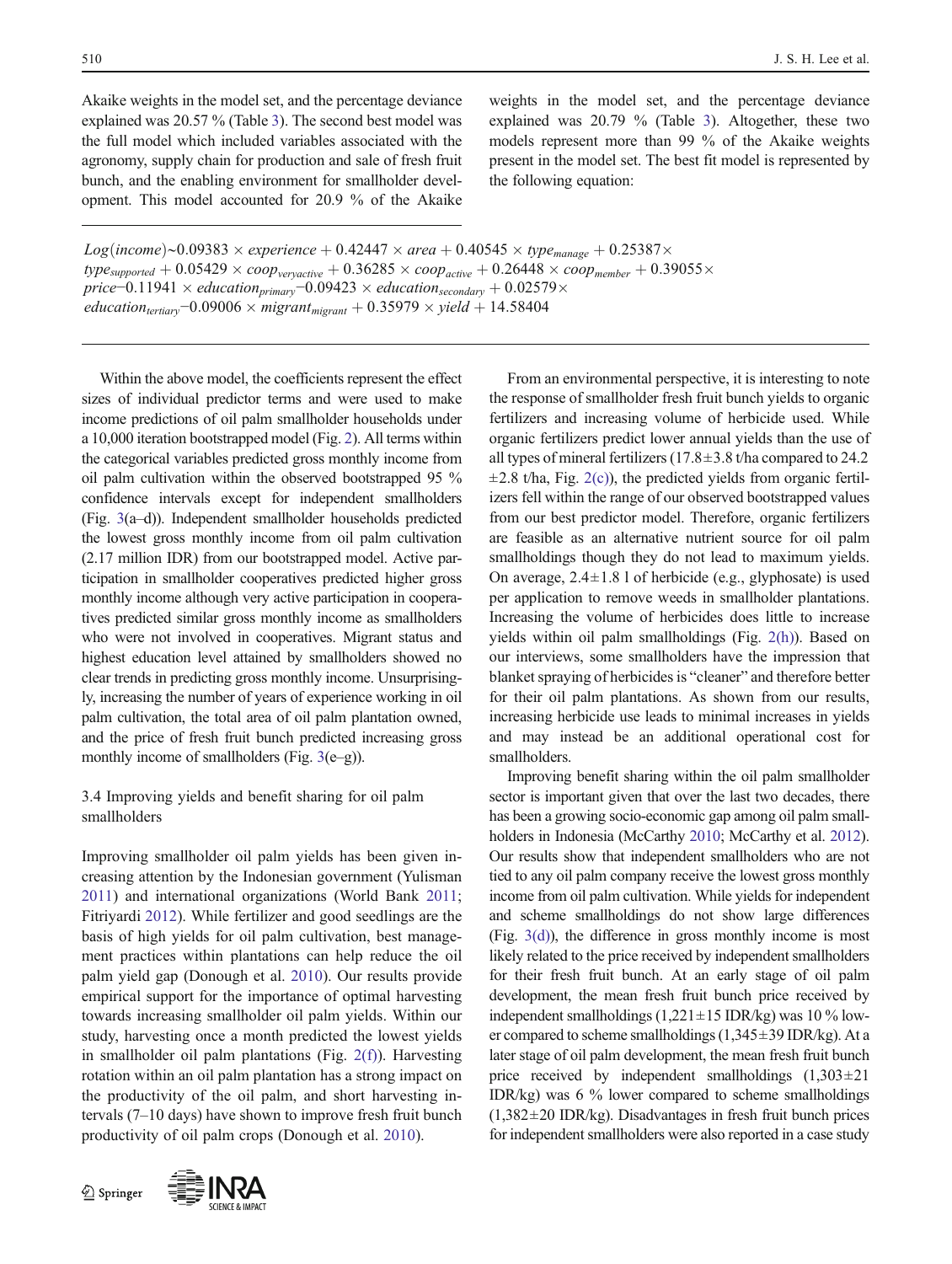Akaike weights in the model set, and the percentage deviance explained was 20.57 % (Table 3). The second best model was the full model which included variables associated with the agronomy, supply chain for production and sale of fresh fruit bunch, and the enabling environment for smallholder development. This model accounted for 20.9 % of the Akaike weights in the model set, and the percentage deviance explained was 20.79 % (Table 3). Altogether, these two models represent more than 99 % of the Akaike weights present in the model set. The best fit model is represented by the following equation:

$$Log(income) \sim 0.09383 \times experience + 0.42447 \times area + 0.40545 \times type_{manage} + 0.25387 \times type_{supported} + 0.05429 \times coop_{veryactive} + 0.36285 \times coop_{active} + 0.26448 \times coop_{member} + 0.39055 \times price - 0.11941 \times education_{primary} - 0.09423 \times education_{secondary} + 0.02579 \times education_{tertiary} - 0.09006 \times migrant_{migrant} + 0.35979 \times yield + 14.58404$$

Within the above model, the coefficients represent the effect sizes of individual predictor terms and were used to make income predictions of oil palm smallholder households under a 10,000 iteration bootstrapped model (Fig. 2). All terms within the categorical variables predicted gross monthly income from oil palm cultivation within the observed bootstrapped 95 % confidence intervals except for independent smallholders (Fig. 3(a–d)). Independent smallholder households predicted the lowest gross monthly income from oil palm cultivation (2.17 million IDR) from our bootstrapped model. Active participation in smallholder cooperatives predicted higher gross monthly income although very active participation in cooperatives predicted similar gross monthly income as smallholders who were not involved in cooperatives. Migrant status and highest education level attained by smallholders showed no clear trends in predicting gross monthly income. Unsurprisingly, increasing the number of years of experience working in oil palm cultivation, the total area of oil palm plantation owned, and the price of fresh fruit bunch predicted increasing gross monthly income of smallholders (Fig. 3(e–g)).

### 3.4 Improving yields and benefit sharing for oil palm smallholders

Improving smallholder oil palm yields has been given increasing attention by the Indonesian government (Yulisman 2011) and international organizations (World Bank 2011; Fitriyardi 2012). While fertilizer and good seedlings are the basis of high yields for oil palm cultivation, best management practices within plantations can help reduce the oil palm yield gap (Donough et al. 2010). Our results provide empirical support for the importance of optimal harvesting towards increasing smallholder oil palm yields. Within our study, harvesting once a month predicted the lowest yields in smallholder oil palm plantations (Fig. 2(f)). Harvesting rotation within an oil palm plantation has a strong impact on the productivity of the oil palm, and short harvesting intervals (7–10 days) have shown to improve fresh fruit bunch productivity of oil palm crops (Donough et al. 2010).

From an environmental perspective, it is interesting to note the response of smallholder fresh fruit bunch yields to organic fertilizers and increasing volume of herbicide used. While organic fertilizers predict lower annual yields than the use of all types of mineral fertilizers (17.8±3.8 t/ha compared to 24.2 ±2.8 t/ha, Fig. 2(c)), the predicted yields from organic fertilizers fell within the range of our observed bootstrapped values from our best predictor model. Therefore, organic fertilizers are feasible as an alternative nutrient source for oil palm smallholdings though they do not lead to maximum yields. On average, 2.4±1.8 l of herbicide (e.g., glyphosate) is used per application to remove weeds in smallholder plantations. Increasing the volume of herbicides does little to increase yields within oil palm smallholdings (Fig. 2(h)). Based on our interviews, some smallholders have the impression that blanket spraying of herbicides is "cleaner" and therefore better for their oil palm plantations. As shown from our results, increasing herbicide use leads to minimal increases in yields and may instead be an additional operational cost for smallholders.

Improving benefit sharing within the oil palm smallholder sector is important given that over the last two decades, there has been a growing socio-economic gap among oil palm smallholders in Indonesia (McCarthy 2010; McCarthy et al. 2012). Our results show that independent smallholders who are not tied to any oil palm company receive the lowest gross monthly income from oil palm cultivation. While yields for independent and scheme smallholdings do not show large differences (Fig. 3(d)), the difference in gross monthly income is most likely related to the price received by independent smallholders for their fresh fruit bunch. At an early stage of oil palm development, the mean fresh fruit bunch price received by independent smallholdings (1,221±15 IDR/kg) was 10 % lower compared to scheme smallholdings (1,345±39 IDR/kg). At a later stage of oil palm development, the mean fresh fruit bunch price received by independent smallholdings (1,303±21 IDR/kg) was 6 % lower compared to scheme smallholdings (1,382±20 IDR/kg). Disadvantages in fresh fruit bunch prices for independent smallholders were also reported in a case study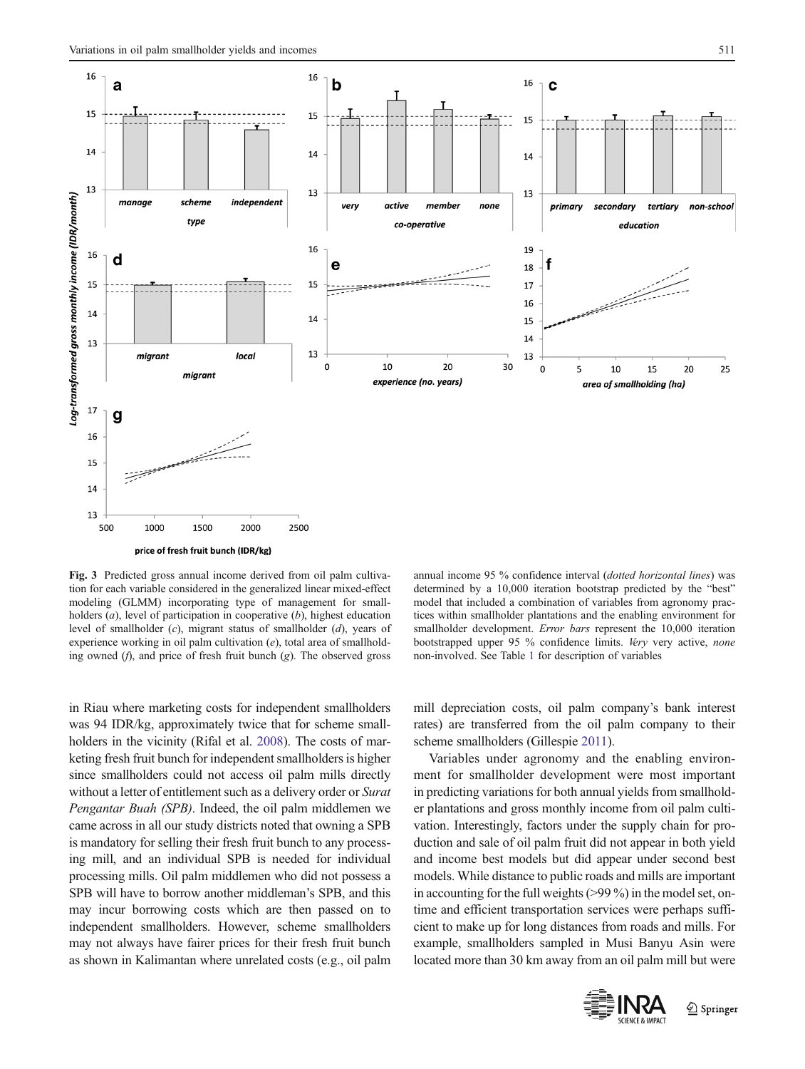**Fig. 3** Predicted gross annual income derived from oil palm cultivation for each variable considered in the generalized linear mixed-effect modeling (GLMM) incorporating type of management for smallholders (*a*), level of participation in cooperative (*b*), highest education level of smallholder (*c*), migrant status of smallholder (*d*), years of experience working in oil palm cultivation (*e*), total area of smallholding owned (*f*), and price of fresh fruit bunch (*g*). The observed gross annual income 95 % confidence interval (*dotted horizontal lines*) was determined by a 10,000 iteration bootstrap predicted by the "best" model that included a combination of variables from agronomy practices within smallholder plantations and the enabling environment for smallholder development. *Error bars* represent the 10,000 iteration bootstrapped upper 95 % confidence limits. *Very* very active, *none* non-involved. See Table 1 for description of variables

in Riau where marketing costs for independent smallholders was 94 IDR/kg, approximately twice that for scheme smallholders in the vicinity (Rifal et al. 2008). The costs of marketing fresh fruit bunch for independent smallholders is higher since smallholders could not access oil palm mills directly without a letter of entitlement such as a delivery order or *Surat Pengantar Buah (SPB)*. Indeed, the oil palm middlemen we came across in all our study districts noted that owning a SPB is mandatory for selling their fresh fruit bunch to any processing mill, and an individual SPB is needed for individual processing mills. Oil palm middlemen who did not possess a SPB will have to borrow another middleman's SPB, and this may incur borrowing costs which are then passed on to independent smallholders. However, scheme smallholders may not always have fairer prices for their fresh fruit bunch as shown in Kalimantan where unrelated costs (e.g., oil palm mill depreciation costs, oil palm company's bank interest rates) are transferred from the oil palm company to their scheme smallholders (Gillespie 2011).

Variables under agronomy and the enabling environment for smallholder development were most important in predicting variations for both annual yields from smallholder plantations and gross monthly income from oil palm cultivation. Interestingly, factors under the supply chain for production and sale of oil palm fruit did not appear in both yield and income best models but did appear under second best models. While distance to public roads and mills are important in accounting for the full weights (>99 %) in the model set, on-time and efficient transportation services were perhaps sufficient to make up for long distances from roads and mills. For example, smallholders sampled in Musi Banyu Asin were located more than 30 km away from an oil palm mill but were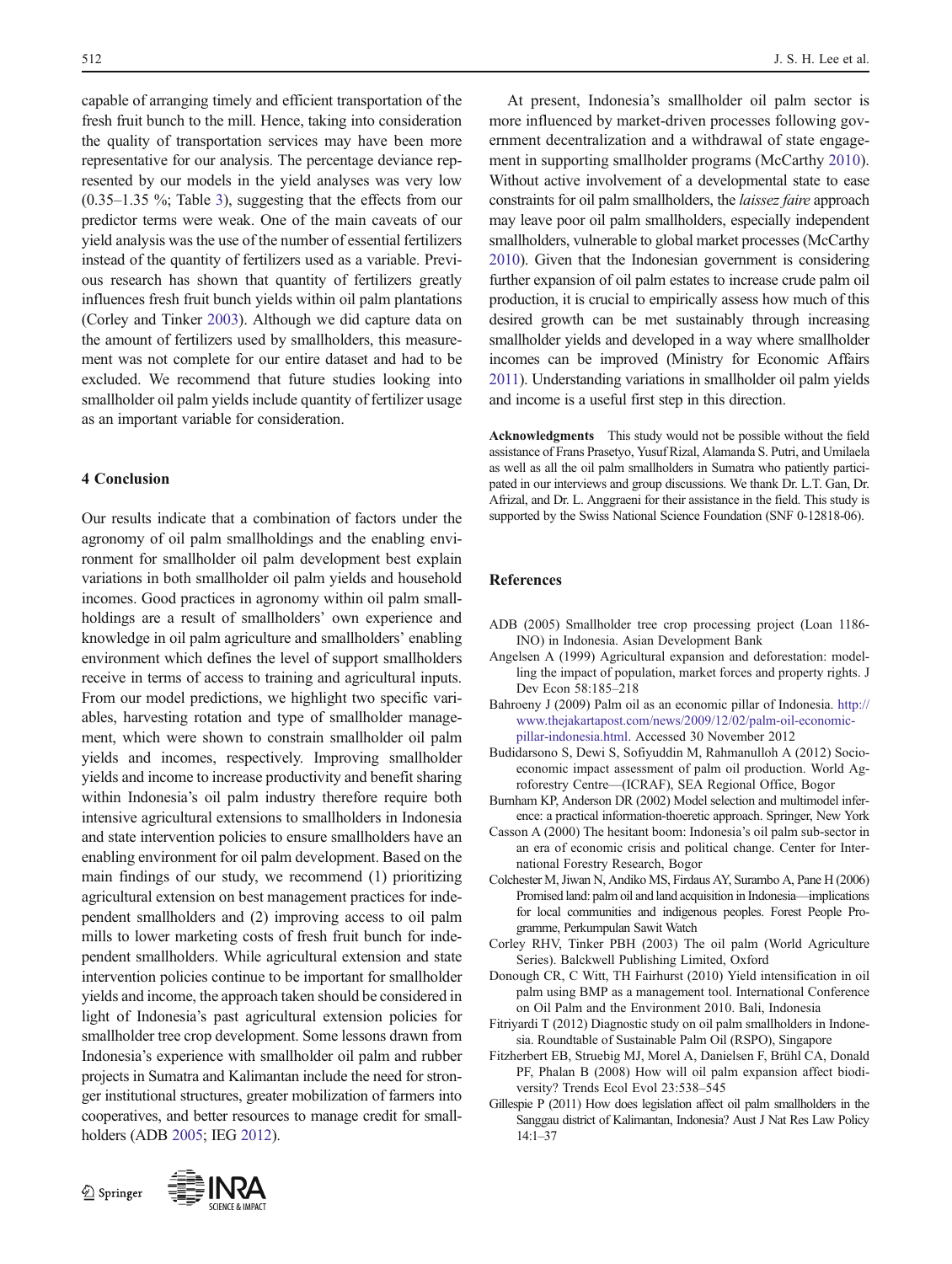capable of arranging timely and efficient transportation of the fresh fruit bunch to the mill. Hence, taking into consideration the quality of transportation services may have been more representative for our analysis. The percentage deviance represented by our models in the yield analyses was very low (0.35–1.35 %; Table 3), suggesting that the effects from our predictor terms were weak. One of the main caveats of our yield analysis was the use of the number of essential fertilizers instead of the quantity of fertilizers used as a variable. Previous research has shown that quantity of fertilizers greatly influences fresh fruit bunch yields within oil palm plantations (Corley and Tinker 2003). Although we did capture data on the amount of fertilizers used by smallholders, this measurement was not complete for our entire dataset and had to be excluded. We recommend that future studies looking into smallholder oil palm yields include quantity of fertilizer usage as an important variable for consideration.

## 4 Conclusion

Our results indicate that a combination of factors under the agronomy of oil palm smallholdings and the enabling environment for smallholder oil palm development best explain variations in both smallholder oil palm yields and household incomes. Good practices in agronomy within oil palm smallholdings are a result of smallholders' own experience and knowledge in oil palm agriculture and smallholders' enabling environment which defines the level of support smallholders receive in terms of access to training and agricultural inputs. From our model predictions, we highlight two specific variables, harvesting rotation and type of smallholder management, which were shown to constrain smallholder oil palm yields and incomes, respectively. Improving smallholder yields and income to increase productivity and benefit sharing within Indonesia's oil palm industry therefore require both intensive agricultural extensions to smallholders in Indonesia and state intervention policies to ensure smallholders have an enabling environment for oil palm development. Based on the main findings of our study, we recommend (1) prioritizing agricultural extension on best management practices for independent smallholders and (2) improving access to oil palm mills to lower marketing costs of fresh fruit bunch for independent smallholders. While agricultural extension and state intervention policies continue to be important for smallholder yields and income, the approach taken should be considered in light of Indonesia's past agricultural extension policies for smallholder tree crop development. Some lessons drawn from Indonesia's experience with smallholder oil palm and rubber projects in Sumatra and Kalimantan include the need for stronger institutional structures, greater mobilization of farmers into cooperatives, and better resources to manage credit for smallholders (ADB 2005; IEG 2012).

At present, Indonesia's smallholder oil palm sector is more influenced by market-driven processes following government decentralization and a withdrawal of state engagement in supporting smallholder programs (McCarthy 2010). Without active involvement of a developmental state to ease constraints for oil palm smallholders, the *laissez faire* approach may leave poor oil palm smallholders, especially independent smallholders, vulnerable to global market processes (McCarthy 2010). Given that the Indonesian government is considering further expansion of oil palm estates to increase crude palm oil production, it is crucial to empirically assess how much of this desired growth can be met sustainably through increasing smallholder yields and developed in a way where smallholder incomes can be improved (Ministry for Economic Affairs 2011). Understanding variations in smallholder oil palm yields and income is a useful first step in this direction.

**Acknowledgments** This study would not be possible without the field assistance of Frans Prasetyo, Yusuf Rizal, Alamanda S. Putri, and Umilaela as well as all the oil palm smallholders in Sumatra who patiently participated in our interviews and group discussions. We thank Dr. L.T. Gan, Dr. Afrizal, and Dr. L. Anggraeni for their assistance in the field. This study is supported by the Swiss National Science Foundation (SNF 0-12818-06).

## References

ADB (2005) Smallholder tree crop processing project (Loan 1186-INO) in Indonesia. Asian Development Bank

Angelsen A (1999) Agricultural expansion and deforestation: modelling the impact of population, market forces and property rights. J Dev Econ 58:185–218

Bahroeny J (2009) Palm oil as an economic pillar of Indonesia. http://www.thejakartapost.com/news/2009/12/02/palm-oil-economic-pillar-indonesia.html. Accessed 30 November 2012

Budidarsono S, Dewi S, Sofiyuddin M, Rahmanulloh A (2012) Socioeconomic impact assessment of palm oil production. World Agroforestry Centre—(ICRAF), SEA Regional Office, Bogor

Burnham KP, Anderson DR (2002) Model selection and multimodel inference: a practical information-thoeretic approach. Springer, New York

Casson A (2000) The hesitant boom: Indonesia's oil palm sub-sector in an era of economic crisis and political change. Center for International Forestry Research, Bogor

Colchester M, Jiwan N, Andiko MS, Firdaus AY, Surambo A, Pane H (2006) Promised land: palm oil and land acquisition in Indonesia—implications for local communities and indigenous peoples. Forest People Programme, Perkumpulan Sawit Watch

Corley RHV, Tinker PBH (2003) The oil palm (World Agriculture Series). Balckwell Publishing Limited, Oxford

Donough CR, C Witt, TH Fairhurst (2010) Yield intensification in oil palm using BMP as a management tool. International Conference on Oil Palm and the Environment 2010. Bali, Indonesia

Fitriyardi T (2012) Diagnostic study on oil palm smallholders in Indonesia. Roundtable of Sustainable Palm Oil (RSPO), Singapore

Fitzherbert EB, Struebig MJ, Morel A, Danielsen F, Brühl CA, Donald PF, Phalan B (2008) How will oil palm expansion affect biodiversity? Trends Ecol Evol 23:538–545

Gillespie P (2011) How does legislation affect oil palm smallholders in the Sanggau district of Kalimantan, Indonesia? Aust J Nat Res Law Policy 14:1–37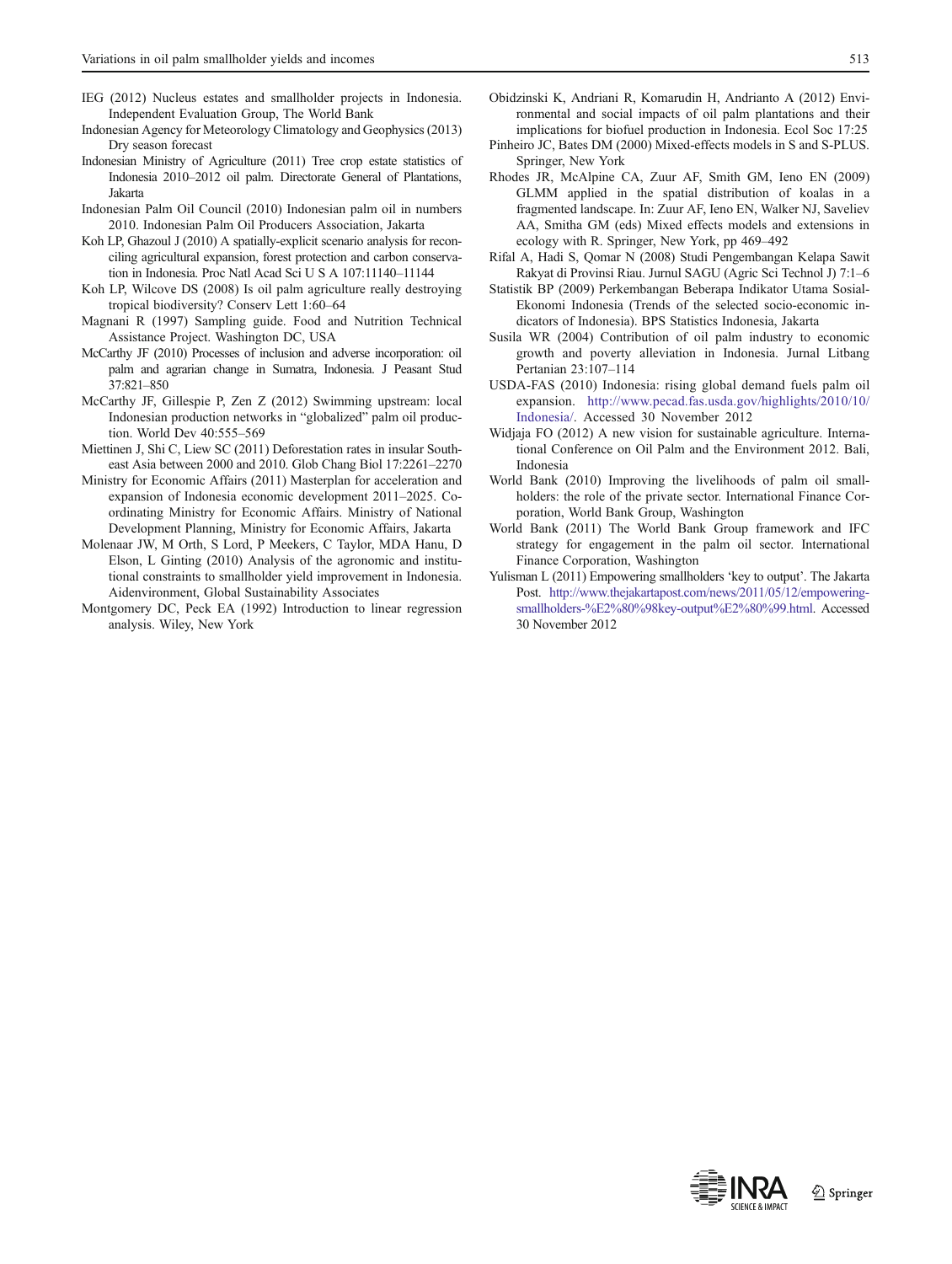IEG (2012) Nucleus estates and smallholder projects in Indonesia. Independent Evaluation Group, The World Bank

Indonesian Agency for Meteorology Climatology and Geophysics (2013) Dry season forecast

Indonesian Ministry of Agriculture (2011) Tree crop estate statistics of Indonesia 2010–2012 oil palm. Directorate General of Plantations, Jakarta

Indonesian Palm Oil Council (2010) Indonesian palm oil in numbers 2010. Indonesian Palm Oil Producers Association, Jakarta

Koh LP, Ghazoul J (2010) A spatially-explicit scenario analysis for reconciling agricultural expansion, forest protection and carbon conservation in Indonesia. Proc Natl Acad Sci U S A 107:11140–11144

Koh LP, Wilcove DS (2008) Is oil palm agriculture really destroying tropical biodiversity? Conserv Lett 1:60–64

Magnani R (1997) Sampling guide. Food and Nutrition Technical Assistance Project. Washington DC, USA

McCarthy JF (2010) Processes of inclusion and adverse incorporation: oil palm and agrarian change in Sumatra, Indonesia. J Peasant Stud 37:821–850

McCarthy JF, Gillespie P, Zen Z (2012) Swimming upstream: local Indonesian production networks in "globalized" palm oil production. World Dev 40:555–569

Miettinen J, Shi C, Liew SC (2011) Deforestation rates in insular Southeast Asia between 2000 and 2010. Glob Chang Biol 17:2261–2270

Ministry for Economic Affairs (2011) Masterplan for acceleration and expansion of Indonesia economic development 2011–2025. Coordinating Ministry for Economic Affairs. Ministry of National Development Planning, Ministry for Economic Affairs, Jakarta

Molenaar JW, M Orth, S Lord, P Meekers, C Taylor, MDA Hanu, D Elson, L Ginting (2010) Analysis of the agronomic and institutional constraints to smallholder yield improvement in Indonesia. Aidenvironment, Global Sustainability Associates

Montgomery DC, Peck EA (1992) Introduction to linear regression analysis. Wiley, New York

Obidzinski K, Andriani R, Komarudin H, Andrianto A (2012) Environmental and social impacts of oil palm plantations and their implications for biofuel production in Indonesia. Ecol Soc 17:25

Pinheiro JC, Bates DM (2000) Mixed-effects models in S and S-PLUS. Springer, New York

Rhodes JR, McAlpine CA, Zuur AF, Smith GM, Ieno EN (2009) GLMM applied in the spatial distribution of koalas in a fragmented landscape. In: Zuur AF, Ieno EN, Walker NJ, Saveliev AA, Smitha GM (eds) Mixed effects models and extensions in ecology with R. Springer, New York, pp 469–492

Rifal A, Hadi S, Qomar N (2008) Studi Pengembangan Kelapa Sawit Rakyat di Provinsi Riau. Jurnul SAGU (Agric Sci Technol J) 7:1–6

Statistik BP (2009) Perkembangan Beberapa Indikator Utama Sosial-Ekonomi Indonesia (Trends of the selected socio-economic indicators of Indonesia). BPS Statistics Indonesia, Jakarta

Susila WR (2004) Contribution of oil palm industry to economic growth and poverty alleviation in Indonesia. Jurnal Litbang Pertanian 23:107–114

USDA-FAS (2010) Indonesia: rising global demand fuels palm oil expansion. http://www.pecad.fas.usda.gov/highlights/2010/10/Indonesia/. Accessed 30 November 2012

Widjaja FO (2012) A new vision for sustainable agriculture. International Conference on Oil Palm and the Environment 2012. Bali, Indonesia

World Bank (2010) Improving the livelihoods of palm oil smallholders: the role of the private sector. International Finance Corporation, World Bank Group, Washington

World Bank (2011) The World Bank Group framework and IFC strategy for engagement in the palm oil sector. International Finance Corporation, Washington

Yulisman L (2011) Empowering smallholders 'key to output'. The Jakarta Post. http://www.thejakartapost.com/news/2011/05/12/empowering-smallholders-%E2%80%98key-output%E2%80%99.html. Accessed 30 November 2012